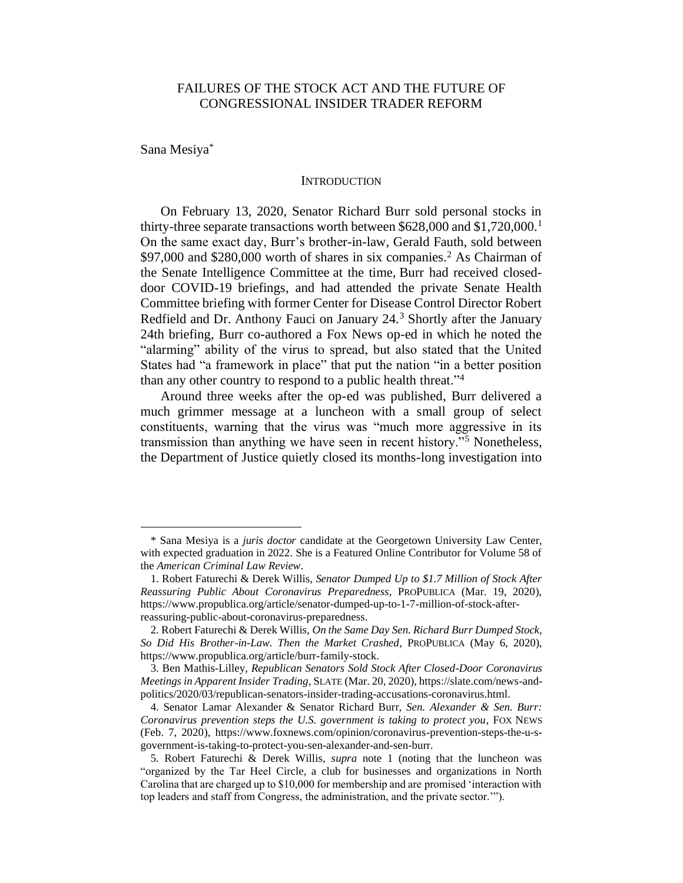# FAILURES OF THE STOCK ACT AND THE FUTURE OF CONGRESSIONAL INSIDER TRADER REFORM

Sana Mesiya*

## INTRODUCTION

On February 13, 2020, Senator Richard Burr sold personal stocks in thirty-three separate transactions worth between $628,000 and $1,720,000.[1] On the same exact day, Burr's brother-in-law, Gerald Fauth, sold between $97,000 and $280,000 worth of shares in six companies.[2] As Chairman of the Senate Intelligence Committee at the time, Burr had received closed-door COVID-19 briefings, and had attended the private Senate Health Committee briefing with former Center for Disease Control Director Robert Redfield and Dr. Anthony Fauci on January 24.[3] Shortly after the January 24th briefing, Burr co-authored a Fox News op-ed in which he noted the "alarming" ability of the virus to spread, but also stated that the United States had "a framework in place" that put the nation "in a better position than any other country to respond to a public health threat."[4]

Around three weeks after the op-ed was published, Burr delivered a much grimmer message at a luncheon with a small group of select constituents, warning that the virus was "much more aggressive in its transmission than anything we have seen in recent history."[5] Nonetheless, the Department of Justice quietly closed its months-long investigation into

---

\* Sana Mesiya is a *juris doctor* candidate at the Georgetown University Law Center, with expected graduation in 2022. She is a Featured Online Contributor for Volume 58 of the *American Criminal Law Review*.

1. Robert Faturechi & Derek Willis, *Senator Dumped Up to $1.7 Million of Stock After Reassuring Public About Coronavirus Preparedness*, PROPUBLICA (Mar. 19, 2020), https://www.propublica.org/article/senator-dumped-up-to-1-7-million-of-stock-after-reassuring-public-about-coronavirus-preparedness.

2. Robert Faturechi & Derek Willis, *On the Same Day Sen. Richard Burr Dumped Stock, So Did His Brother-in-Law. Then the Market Crashed*, PROPUBLICA (May 6, 2020), https://www.propublica.org/article/burr-family-stock.

3. Ben Mathis-Lilley, *Republican Senators Sold Stock After Closed-Door Coronavirus Meetings in Apparent Insider Trading*, SLATE (Mar. 20, 2020), https://slate.com/news-and-politics/2020/03/republican-senators-insider-trading-accusations-coronavirus.html.

4. Senator Lamar Alexander & Senator Richard Burr, *Sen. Alexander & Sen. Burr: Coronavirus prevention steps the U.S. government is taking to protect you*, FOX NEWS (Feb. 7, 2020), https://www.foxnews.com/opinion/coronavirus-prevention-steps-the-u-s-government-is-taking-to-protect-you-sen-alexander-and-sen-burr.

5. Robert Faturechi & Derek Willis, *supra* note 1 (noting that the luncheon was "organized by the Tar Heel Circle, a club for businesses and organizations in North Carolina that are charged up to $10,000 for membership and are promised 'interaction with top leaders and staff from Congress, the administration, and the private sector.'").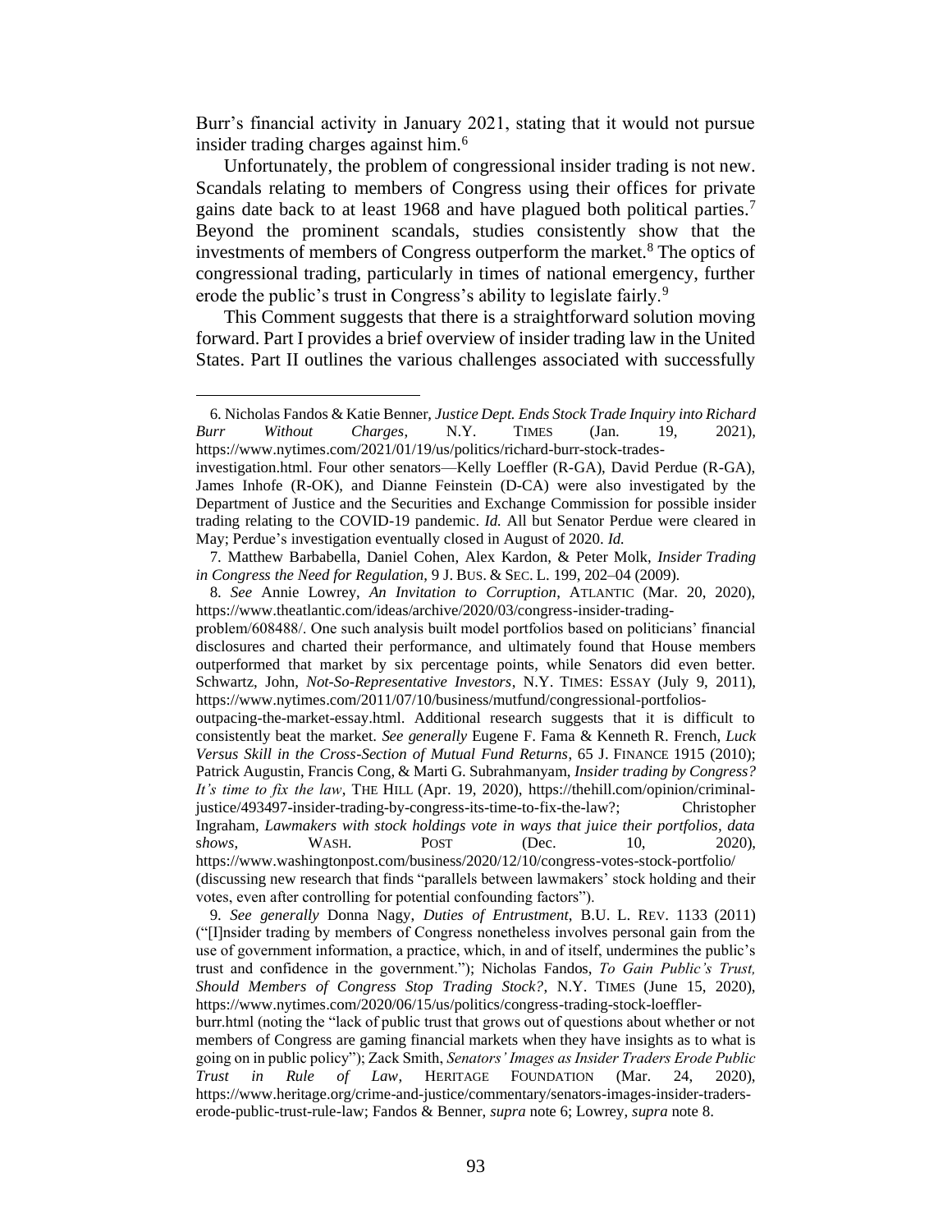Burr's financial activity in January 2021, stating that it would not pursue insider trading charges against him.[6]

Unfortunately, the problem of congressional insider trading is not new. Scandals relating to members of Congress using their offices for private gains date back to at least 1968 and have plagued both political parties.[7] Beyond the prominent scandals, studies consistently show that the investments of members of Congress outperform the market.[8] The optics of congressional trading, particularly in times of national emergency, further erode the public's trust in Congress's ability to legislate fairly.[9]

This Comment suggests that there is a straightforward solution moving forward. Part I provides a brief overview of insider trading law in the United States. Part II outlines the various challenges associated with successfully

---

6. Nicholas Fandos & Katie Benner, *Justice Dept. Ends Stock Trade Inquiry into Richard Burr Without Charges*, N.Y. TIMES (Jan. 19, 2021), https://www.nytimes.com/2021/01/19/us/politics/richard-burr-stock-trades-investigation.html. Four other senators—Kelly Loeffler (R-GA), David Perdue (R-GA), James Inhofe (R-OK), and Dianne Feinstein (D-CA) were also investigated by the Department of Justice and the Securities and Exchange Commission for possible insider trading relating to the COVID-19 pandemic. *Id.* All but Senator Perdue were cleared in May; Perdue's investigation eventually closed in August of 2020. *Id.*

7. Matthew Barbabella, Daniel Cohen, Alex Kardon, & Peter Molk, *Insider Trading in Congress the Need for Regulation*, 9 J. BUS. & SEC. L. 199, 202–04 (2009).

8. *See* Annie Lowrey, *An Invitation to Corruption*, ATLANTIC (Mar. 20, 2020), https://www.theatlantic.com/ideas/archive/2020/03/congress-insider-trading-problem/608488/. One such analysis built model portfolios based on politicians' financial disclosures and charted their performance, and ultimately found that House members outperformed that market by six percentage points, while Senators did even better. Schwartz, John, *Not-So-Representative Investors*, N.Y. TIMES: ESSAY (July 9, 2011), https://www.nytimes.com/2011/07/10/business/mutfund/congressional-portfolios-outpacing-the-market-essay.html. Additional research suggests that it is difficult to consistently beat the market. *See generally* Eugene F. Fama & Kenneth R. French, *Luck Versus Skill in the Cross-Section of Mutual Fund Returns*, 65 J. FINANCE 1915 (2010); Patrick Augustin, Francis Cong, & Marti G. Subrahmanyam, *Insider trading by Congress? It's time to fix the law*, THE HILL (Apr. 19, 2020), https://thehill.com/opinion/criminal-justice/493497-insider-trading-by-congress-its-time-to-fix-the-law?; Christopher Ingraham, *Lawmakers with stock holdings vote in ways that juice their portfolios, data shows*, WASH. POST (Dec. 10, 2020), https://www.washingtonpost.com/business/2020/12/10/congress-votes-stock-portfolio/ (discussing new research that finds "parallels between lawmakers' stock holding and their votes, even after controlling for potential confounding factors").

9. *See generally* Donna Nagy, *Duties of Entrustment*, B.U. L. REV. 1133 (2011) ("[I]nsider trading by members of Congress nonetheless involves personal gain from the use of government information, a practice, which, in and of itself, undermines the public's trust and confidence in the government."); Nicholas Fandos, *To Gain Public's Trust, Should Members of Congress Stop Trading Stock?*, N.Y. TIMES (June 15, 2020), https://www.nytimes.com/2020/06/15/us/politics/congress-trading-stock-loeffler-burr.html (noting the "lack of public trust that grows out of questions about whether or not members of Congress are gaming financial markets when they have insights as to what is going on in public policy"); Zack Smith, *Senators' Images as Insider Traders Erode Public Trust in Rule of Law*, HERITAGE FOUNDATION (Mar. 24, 2020), https://www.heritage.org/crime-and-justice/commentary/senators-images-insider-traders-erode-public-trust-rule-law; Fandos & Benner, *supra* note 6; Lowrey, *supra* note 8.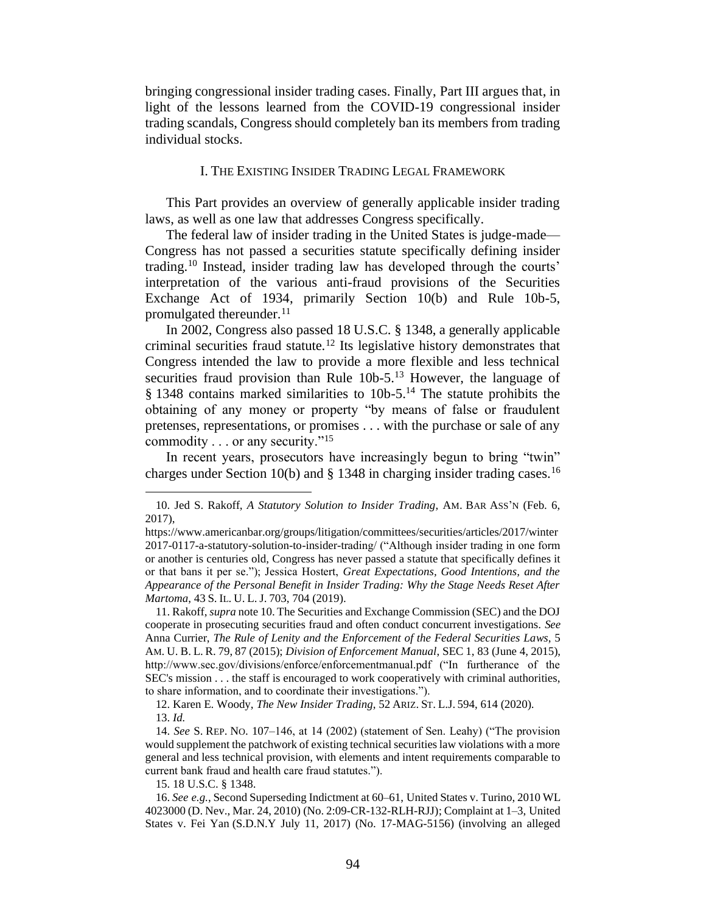bringing congressional insider trading cases. Finally, Part III argues that, in light of the lessons learned from the COVID-19 congressional insider trading scandals, Congress should completely ban its members from trading individual stocks.

## I. The Existing Insider Trading Legal Framework

This Part provides an overview of generally applicable insider trading laws, as well as one law that addresses Congress specifically.

The federal law of insider trading in the United States is judge-made—Congress has not passed a securities statute specifically defining insider trading.[10] Instead, insider trading law has developed through the courts' interpretation of the various anti-fraud provisions of the Securities Exchange Act of 1934, primarily Section 10(b) and Rule 10b-5, promulgated thereunder.[11]

In 2002, Congress also passed 18 U.S.C. § 1348, a generally applicable criminal securities fraud statute.[12] Its legislative history demonstrates that Congress intended the law to provide a more flexible and less technical securities fraud provision than Rule 10b-5.[13] However, the language of § 1348 contains marked similarities to 10b-5.[14] The statute prohibits the obtaining of any money or property "by means of false or fraudulent pretenses, representations, or promises . . . with the purchase or sale of any commodity . . . or any security."[15]

In recent years, prosecutors have increasingly begun to bring "twin" charges under Section 10(b) and § 1348 in charging insider trading cases.[16]

---

10. Jed S. Rakoff, *A Statutory Solution to Insider Trading*, AM. BAR ASS'N (Feb. 6, 2017), https://www.americanbar.org/groups/litigation/committees/securities/articles/2017/winter2017-0117-a-statutory-solution-to-insider-trading/ ("Although insider trading in one form or another is centuries old, Congress has never passed a statute that specifically defines it or that bans it per se."); Jessica Hostert, *Great Expectations, Good Intentions, and the Appearance of the Personal Benefit in Insider Trading: Why the Stage Needs Reset After Martoma*, 43 S. IL. U. L. J. 703, 704 (2019).

11. Rakoff, *supra* note 10. The Securities and Exchange Commission (SEC) and the DOJ cooperate in prosecuting securities fraud and often conduct concurrent investigations. *See* Anna Currier, *The Rule of Lenity and the Enforcement of the Federal Securities Laws*, 5 AM. U. B. L. R. 79, 87 (2015); *Division of Enforcement Manual*, SEC 1, 83 (June 4, 2015), http://www.sec.gov/divisions/enforce/enforcementmanual.pdf ("In furtherance of the SEC's mission . . . the staff is encouraged to work cooperatively with criminal authorities, to share information, and to coordinate their investigations.").

12. Karen E. Woody, *The New Insider Trading*, 52 ARIZ. ST. L.J. 594, 614 (2020).

13. *Id.*

14. *See* S. REP. NO. 107–146, at 14 (2002) (statement of Sen. Leahy) ("The provision would supplement the patchwork of existing technical securities law violations with a more general and less technical provision, with elements and intent requirements comparable to current bank fraud and health care fraud statutes.").

15. 18 U.S.C. § 1348.

16. *See e.g.*, Second Superseding Indictment at 60–61, United States v. Turino, 2010 WL 4023000 (D. Nev., Mar. 24, 2010) (No. 2:09-CR-132-RLH-RJJ); Complaint at 1–3, United States v. Fei Yan (S.D.N.Y July 11, 2017) (No. 17-MAG-5156) (involving an alleged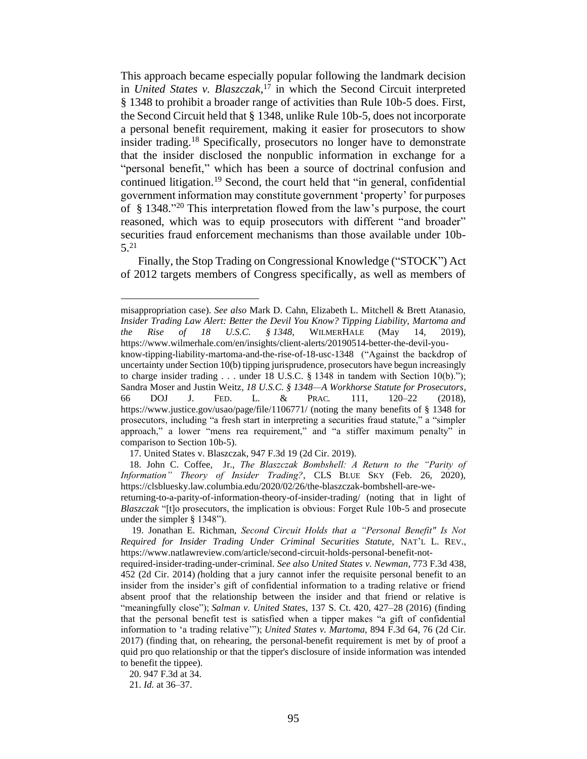This approach became especially popular following the landmark decision in *United States v. Blaszczak*,[17] in which the Second Circuit interpreted § 1348 to prohibit a broader range of activities than Rule 10b-5 does. First, the Second Circuit held that § 1348, unlike Rule 10b-5, does not incorporate a personal benefit requirement, making it easier for prosecutors to show insider trading.[18] Specifically, prosecutors no longer have to demonstrate that the insider disclosed the nonpublic information in exchange for a "personal benefit," which has been a source of doctrinal confusion and continued litigation.[19] Second, the court held that "in general, confidential government information may constitute government 'property' for purposes of § 1348."[20] This interpretation flowed from the law's purpose, the court reasoned, which was to equip prosecutors with different "and broader" securities fraud enforcement mechanisms than those available under 10b-5.[21]

Finally, the Stop Trading on Congressional Knowledge ("STOCK") Act of 2012 targets members of Congress specifically, as well as members of

---

misappropriation case). *See also* Mark D. Cahn, Elizabeth L. Mitchell & Brett Atanasio, *Insider Trading Law Alert: Better the Devil You Know? Tipping Liability, Martoma and the Rise of 18 U.S.C. § 1348*, WILMERHALE (May 14, 2019), https://www.wilmerhale.com/en/insights/client-alerts/20190514-better-the-devil-you-know-tipping-liability-martoma-and-the-rise-of-18-usc-1348 ("Against the backdrop of uncertainty under Section 10(b) tipping jurisprudence, prosecutors have begun increasingly to charge insider trading . . . under 18 U.S.C. § 1348 in tandem with Section 10(b)."); Sandra Moser and Justin Weitz, *18 U.S.C. § 1348—A Workhorse Statute for Prosecutors*, 66 DOJ J. FED. L. & PRAC. 111, 120–22 (2018), https://www.justice.gov/usao/page/file/1106771/ (noting the many benefits of § 1348 for prosecutors, including "a fresh start in interpreting a securities fraud statute," a "simpler approach," a lower "mens rea requirement," and "a stiffer maximum penalty" in comparison to Section 10b-5).

17. United States v. Blaszczak, 947 F.3d 19 (2d Cir. 2019).

18. John C. Coffee, Jr., *The Blaszczak Bombshell: A Return to the "Parity of Information" Theory of Insider Trading?*, CLS BLUE SKY (Feb. 26, 2020), https://clsbluesky.law.columbia.edu/2020/02/26/the-blaszczak-bombshell-are-we-returning-to-a-parity-of-information-theory-of-insider-trading/ (noting that in light of *Blaszczak* "[t]o prosecutors, the implication is obvious: Forget Rule 10b-5 and prosecute under the simpler § 1348").

19. Jonathan E. Richman, *Second Circuit Holds that a "Personal Benefit" Is Not Required for Insider Trading Under Criminal Securities Statute*, NAT'L L. REV., https://www.natlawreview.com/article/second-circuit-holds-personal-benefit-not-required-insider-trading-under-criminal. *See also United States v. Newman*, 773 F.3d 438, 452 (2d Cir. 2014) (holding that a jury cannot infer the requisite personal benefit to an insider from the insider's gift of confidential information to a trading relative or friend absent proof that the relationship between the insider and that friend or relative is "meaningfully close"); *Salman v. United States*, 137 S. Ct. 420, 427–28 (2016) (finding that the personal benefit test is satisfied when a tipper makes "a gift of confidential information to 'a trading relative'"); *United States v. Martoma*, 894 F.3d 64, 76 (2d Cir. 2017) (finding that, on rehearing, the personal-benefit requirement is met by of proof a quid pro quo relationship or that the tipper's disclosure of inside information was intended to benefit the tippee).

20. 947 F.3d at 34.

21. *Id.* at 36–37.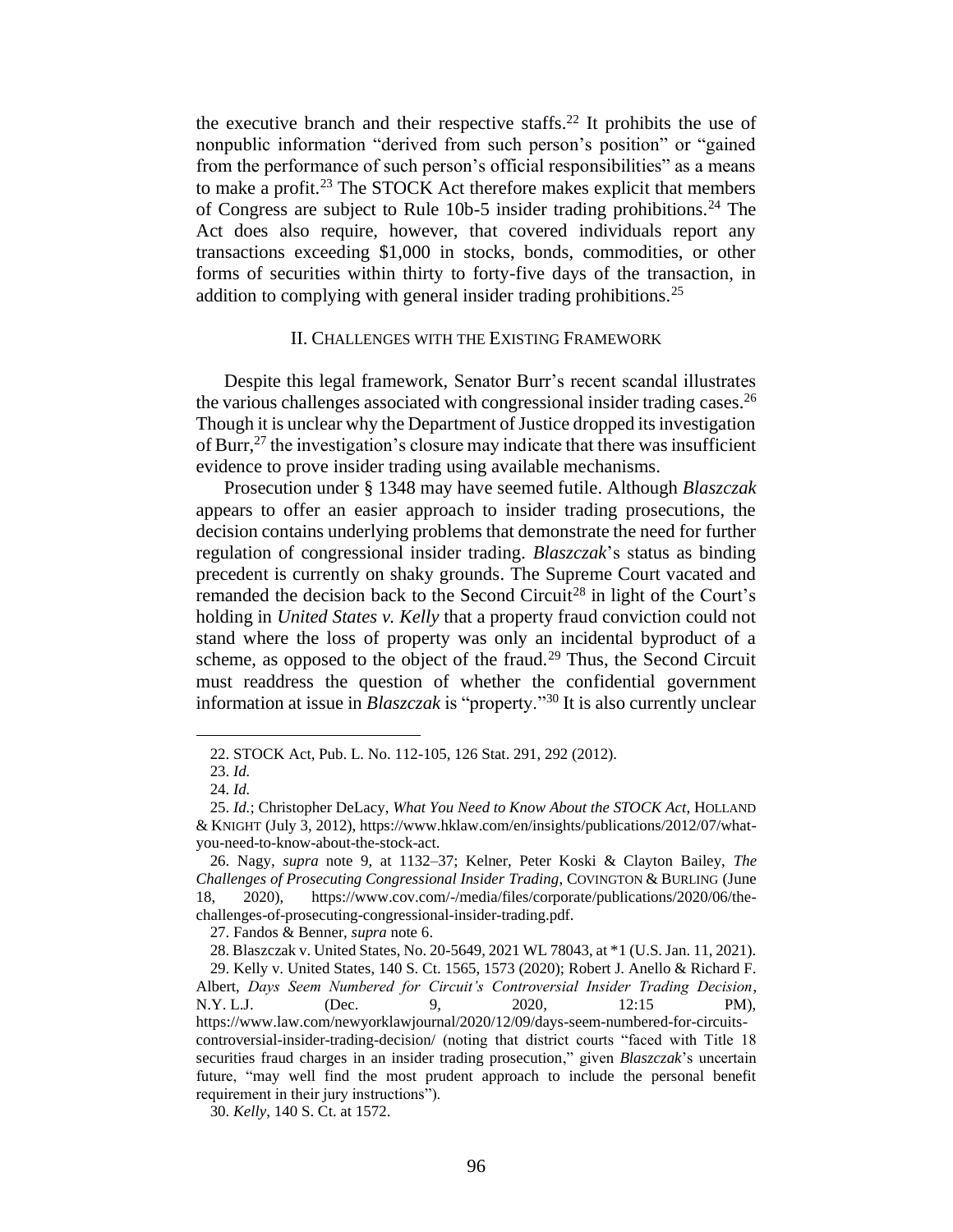the executive branch and their respective staffs.[22] It prohibits the use of nonpublic information "derived from such person's position" or "gained from the performance of such person's official responsibilities" as a means to make a profit.[23] The STOCK Act therefore makes explicit that members of Congress are subject to Rule 10b-5 insider trading prohibitions.[24] The Act does also require, however, that covered individuals report any transactions exceeding $1,000 in stocks, bonds, commodities, or other forms of securities within thirty to forty-five days of the transaction, in addition to complying with general insider trading prohibitions.[25]

## II. CHALLENGES WITH THE EXISTING FRAMEWORK

Despite this legal framework, Senator Burr's recent scandal illustrates the various challenges associated with congressional insider trading cases.[26] Though it is unclear why the Department of Justice dropped its investigation of Burr,[27] the investigation's closure may indicate that there was insufficient evidence to prove insider trading using available mechanisms.

Prosecution under § 1348 may have seemed futile. Although *Blaszczak* appears to offer an easier approach to insider trading prosecutions, the decision contains underlying problems that demonstrate the need for further regulation of congressional insider trading. *Blaszczak*'s status as binding precedent is currently on shaky grounds. The Supreme Court vacated and remanded the decision back to the Second Circuit[28] in light of the Court's holding in *United States v. Kelly* that a property fraud conviction could not stand where the loss of property was only an incidental byproduct of a scheme, as opposed to the object of the fraud.[29] Thus, the Second Circuit must readdress the question of whether the confidential government information at issue in *Blaszczak* is "property."[30] It is also currently unclear

---

22. STOCK Act, Pub. L. No. 112-105, 126 Stat. 291, 292 (2012).

23. *Id.*

24. *Id.*

25. *Id.*; Christopher DeLacy, *What You Need to Know About the STOCK Act*, HOLLAND & KNIGHT (July 3, 2012), https://www.hklaw.com/en/insights/publications/2012/07/what-you-need-to-know-about-the-stock-act.

26. Nagy, *supra* note 9, at 1132–37; Kelner, Peter Koski & Clayton Bailey, *The Challenges of Prosecuting Congressional Insider Trading*, COVINGTON & BURLING (June 18, 2020), https://www.cov.com/-/media/files/corporate/publications/2020/06/the-challenges-of-prosecuting-congressional-insider-trading.pdf.

27. Fandos & Benner, *supra* note 6.

28. Blaszczak v. United States, No. 20-5649, 2021 WL 78043, at *1 (U.S. Jan. 11, 2021).

29. Kelly v. United States, 140 S. Ct. 1565, 1573 (2020); Robert J. Anello & Richard F. Albert, *Days Seem Numbered for Circuit's Controversial Insider Trading Decision*, N.Y. L.J. (Dec. 9, 2020, 12:15 PM), https://www.law.com/newyorklawjournal/2020/12/09/days-seem-numbered-for-circuits-controversial-insider-trading-decision/ (noting that district courts "faced with Title 18 securities fraud charges in an insider trading prosecution," given *Blaszczak*'s uncertain future, "may well find the most prudent approach to include the personal benefit requirement in their jury instructions").

30. *Kelly*, 140 S. Ct. at 1572.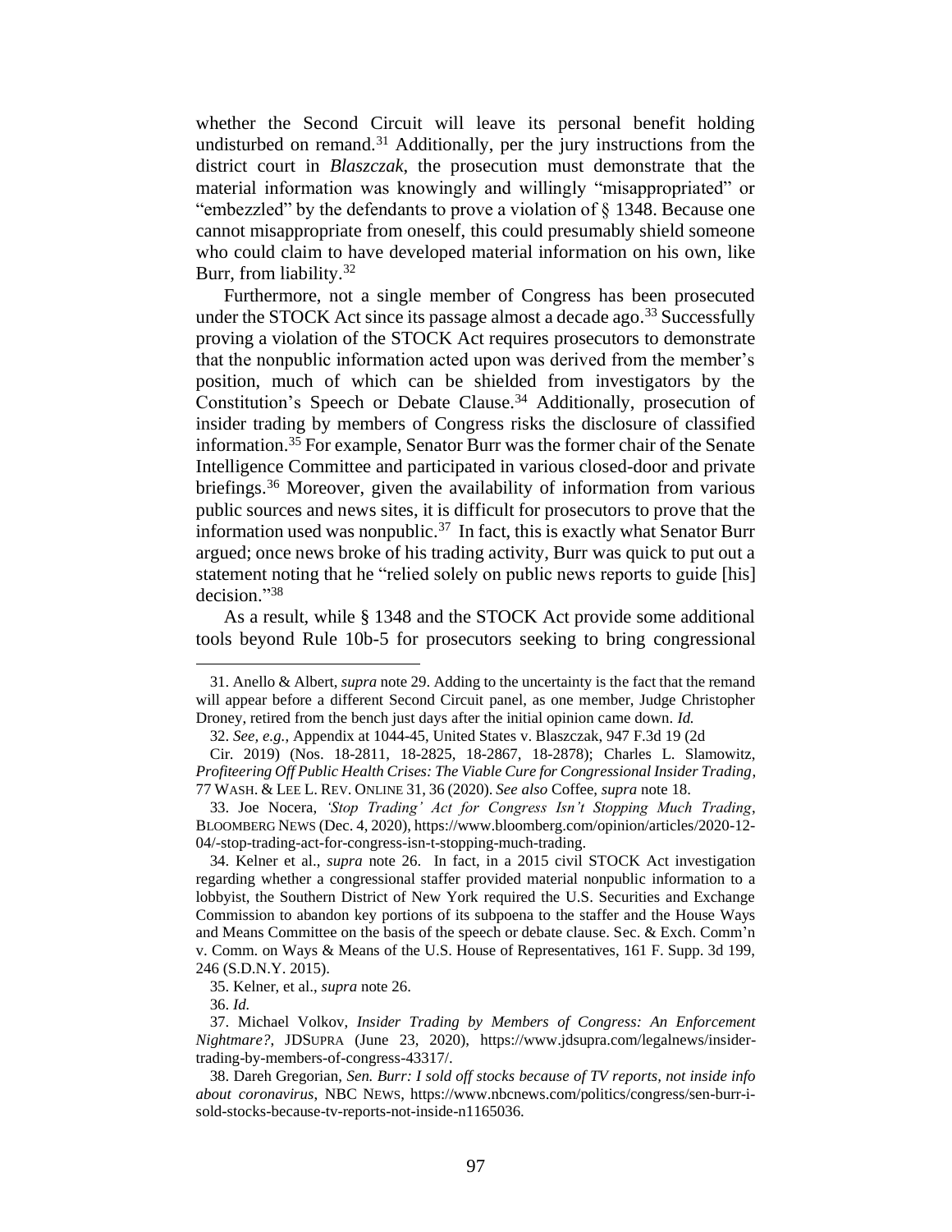whether the Second Circuit will leave its personal benefit holding undisturbed on remand.[31] Additionally, per the jury instructions from the district court in *Blaszczak*, the prosecution must demonstrate that the material information was knowingly and willingly "misappropriated" or "embezzled" by the defendants to prove a violation of § 1348. Because one cannot misappropriate from oneself, this could presumably shield someone who could claim to have developed material information on his own, like Burr, from liability.[32]

Furthermore, not a single member of Congress has been prosecuted under the STOCK Act since its passage almost a decade ago.[33] Successfully proving a violation of the STOCK Act requires prosecutors to demonstrate that the nonpublic information acted upon was derived from the member's position, much of which can be shielded from investigators by the Constitution's Speech or Debate Clause.[34] Additionally, prosecution of insider trading by members of Congress risks the disclosure of classified information.[35] For example, Senator Burr was the former chair of the Senate Intelligence Committee and participated in various closed-door and private briefings.[36] Moreover, given the availability of information from various public sources and news sites, it is difficult for prosecutors to prove that the information used was nonpublic.[37] In fact, this is exactly what Senator Burr argued; once news broke of his trading activity, Burr was quick to put out a statement noting that he "relied solely on public news reports to guide [his] decision."[38]

As a result, while § 1348 and the STOCK Act provide some additional tools beyond Rule 10b-5 for prosecutors seeking to bring congressional

---

31. Anello & Albert, *supra* note 29. Adding to the uncertainty is the fact that the remand will appear before a different Second Circuit panel, as one member, Judge Christopher Droney, retired from the bench just days after the initial opinion came down. *Id.*

32. *See, e.g.*, Appendix at 1044-45, United States v. Blaszczak, 947 F.3d 19 (2d Cir. 2019) (Nos. 18-2811, 18-2825, 18-2867, 18-2878); Charles L. Slamowitz, *Profiteering Off Public Health Crises: The Viable Cure for Congressional Insider Trading*, 77 WASH. & LEE L. REV. ONLINE 31, 36 (2020). *See also* Coffee, *supra* note 18.

33. Joe Nocera, *'Stop Trading' Act for Congress Isn't Stopping Much Trading*, BLOOMBERG NEWS (Dec. 4, 2020), https://www.bloomberg.com/opinion/articles/2020-12-04/-stop-trading-act-for-congress-isn-t-stopping-much-trading.

34. Kelner et al., *supra* note 26. In fact, in a 2015 civil STOCK Act investigation regarding whether a congressional staffer provided material nonpublic information to a lobbyist, the Southern District of New York required the U.S. Securities and Exchange Commission to abandon key portions of its subpoena to the staffer and the House Ways and Means Committee on the basis of the speech or debate clause. Sec. & Exch. Comm'n v. Comm. on Ways & Means of the U.S. House of Representatives, 161 F. Supp. 3d 199, 246 (S.D.N.Y. 2015).

35. Kelner, et al., *supra* note 26.

36. *Id.*

37. Michael Volkov, *Insider Trading by Members of Congress: An Enforcement Nightmare?*, JDSUPRA (June 23, 2020), https://www.jdsupra.com/legalnews/insider-trading-by-members-of-congress-43317/.

38. Dareh Gregorian, *Sen. Burr: I sold off stocks because of TV reports, not inside info about coronavirus*, NBC NEWS, https://www.nbcnews.com/politics/congress/sen-burr-i-sold-stocks-because-tv-reports-not-inside-n1165036.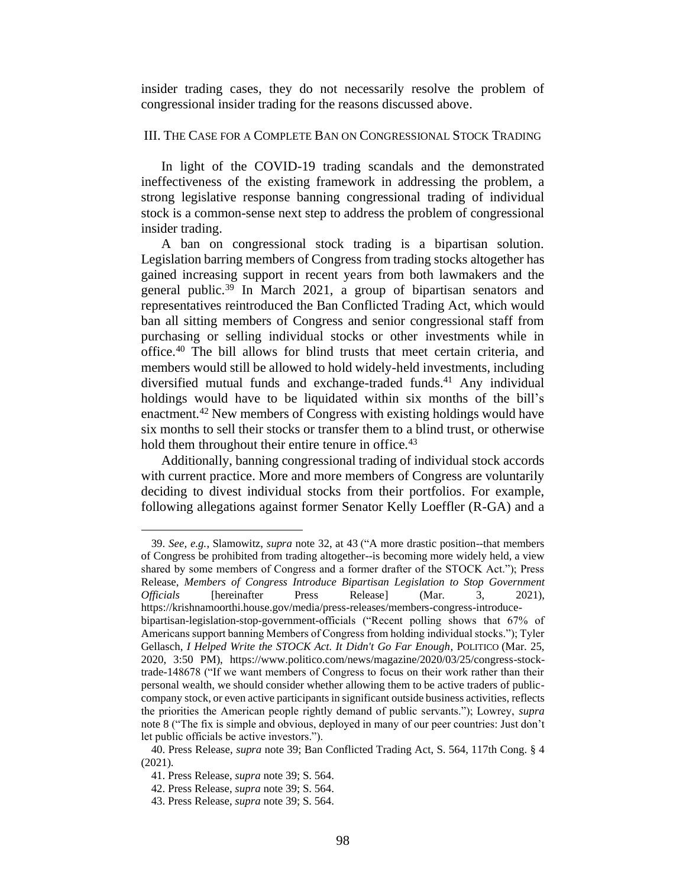insider trading cases, they do not necessarily resolve the problem of congressional insider trading for the reasons discussed above.

## III. THE CASE FOR A COMPLETE BAN ON CONGRESSIONAL STOCK TRADING

In light of the COVID-19 trading scandals and the demonstrated ineffectiveness of the existing framework in addressing the problem, a strong legislative response banning congressional trading of individual stock is a common-sense next step to address the problem of congressional insider trading.

A ban on congressional stock trading is a bipartisan solution. Legislation barring members of Congress from trading stocks altogether has gained increasing support in recent years from both lawmakers and the general public.[39] In March 2021, a group of bipartisan senators and representatives reintroduced the Ban Conflicted Trading Act, which would ban all sitting members of Congress and senior congressional staff from purchasing or selling individual stocks or other investments while in office.[40] The bill allows for blind trusts that meet certain criteria, and members would still be allowed to hold widely-held investments, including diversified mutual funds and exchange-traded funds.[41] Any individual holdings would have to be liquidated within six months of the bill's enactment.[42] New members of Congress with existing holdings would have six months to sell their stocks or transfer them to a blind trust, or otherwise hold them throughout their entire tenure in office.[43]

Additionally, banning congressional trading of individual stock accords with current practice. More and more members of Congress are voluntarily deciding to divest individual stocks from their portfolios. For example, following allegations against former Senator Kelly Loeffler (R-GA) and a

---

39. *See, e.g.*, Slamowitz, *supra* note 32, at 43 ("A more drastic position--that members of Congress be prohibited from trading altogether--is becoming more widely held, a view shared by some members of Congress and a former drafter of the STOCK Act."); Press Release, *Members of Congress Introduce Bipartisan Legislation to Stop Government Officials* [hereinafter Press Release] (Mar. 3, 2021), https://krishnamoorthi.house.gov/media/press-releases/members-congress-introduce-bipartisan-legislation-stop-government-officials ("Recent polling shows that 67% of Americans support banning Members of Congress from holding individual stocks."); Tyler Gellasch, *I Helped Write the STOCK Act. It Didn't Go Far Enough*, POLITICO (Mar. 25, 2020, 3:50 PM), https://www.politico.com/news/magazine/2020/03/25/congress-stock-trade-148678 ("If we want members of Congress to focus on their work rather than their personal wealth, we should consider whether allowing them to be active traders of public-company stock, or even active participants in significant outside business activities, reflects the priorities the American people rightly demand of public servants."); Lowrey, *supra* note 8 ("The fix is simple and obvious, deployed in many of our peer countries: Just don't let public officials be active investors.").

40. Press Release, *supra* note 39; Ban Conflicted Trading Act, S. 564, 117th Cong. § 4 (2021).

41. Press Release, *supra* note 39; S. 564.

42. Press Release, *supra* note 39; S. 564.

43. Press Release, *supra* note 39; S. 564.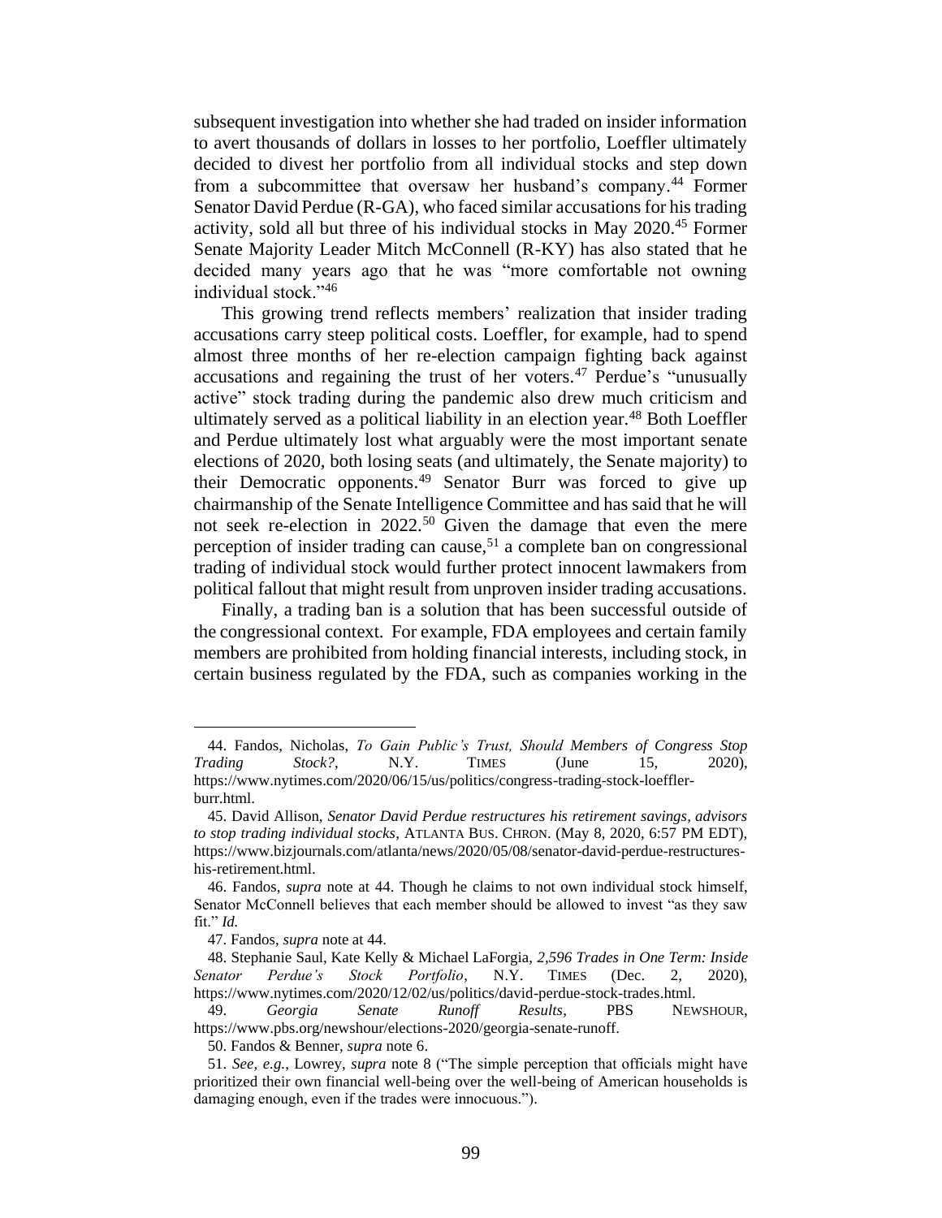subsequent investigation into whether she had traded on insider information to avert thousands of dollars in losses to her portfolio, Loeffler ultimately decided to divest her portfolio from all individual stocks and step down from a subcommittee that oversaw her husband's company.[44] Former Senator David Perdue (R-GA), who faced similar accusations for his trading activity, sold all but three of his individual stocks in May 2020.[45] Former Senate Majority Leader Mitch McConnell (R-KY) has also stated that he decided many years ago that he was "more comfortable not owning individual stock."[46]

This growing trend reflects members' realization that insider trading accusations carry steep political costs. Loeffler, for example, had to spend almost three months of her re-election campaign fighting back against accusations and regaining the trust of her voters.[47] Perdue's "unusually active" stock trading during the pandemic also drew much criticism and ultimately served as a political liability in an election year.[48] Both Loeffler and Perdue ultimately lost what arguably were the most important senate elections of 2020, both losing seats (and ultimately, the Senate majority) to their Democratic opponents.[49] Senator Burr was forced to give up chairmanship of the Senate Intelligence Committee and has said that he will not seek re-election in 2022.[50] Given the damage that even the mere perception of insider trading can cause,[51] a complete ban on congressional trading of individual stock would further protect innocent lawmakers from political fallout that might result from unproven insider trading accusations.

Finally, a trading ban is a solution that has been successful outside of the congressional context. For example, FDA employees and certain family members are prohibited from holding financial interests, including stock, in certain business regulated by the FDA, such as companies working in the

---

44. Fandos, Nicholas, *To Gain Public's Trust, Should Members of Congress Stop Trading Stock?*, N.Y. TIMES (June 15, 2020), https://www.nytimes.com/2020/06/15/us/politics/congress-trading-stock-loeffler-burr.html.

45. David Allison, *Senator David Perdue restructures his retirement savings, advisors to stop trading individual stocks*, ATLANTA BUS. CHRON. (May 8, 2020, 6:57 PM EDT), https://www.bizjournals.com/atlanta/news/2020/05/08/senator-david-perdue-restructures-his-retirement.html.

46. Fandos, *supra* note at 44. Though he claims to not own individual stock himself, Senator McConnell believes that each member should be allowed to invest "as they saw fit." *Id.*

47. Fandos, *supra* note at 44.

48. Stephanie Saul, Kate Kelly & Michael LaForgia, *2,596 Trades in One Term: Inside Senator Perdue's Stock Portfolio*, N.Y. TIMES (Dec. 2, 2020), https://www.nytimes.com/2020/12/02/us/politics/david-perdue-stock-trades.html.

49. *Georgia Senate Runoff Results*, PBS NEWSHOUR, https://www.pbs.org/newshour/elections-2020/georgia-senate-runoff.

50. Fandos & Benner, *supra* note 6.

51. *See, e.g.*, Lowrey, *supra* note 8 ("The simple perception that officials might have prioritized their own financial well-being over the well-being of American households is damaging enough, even if the trades were innocuous.").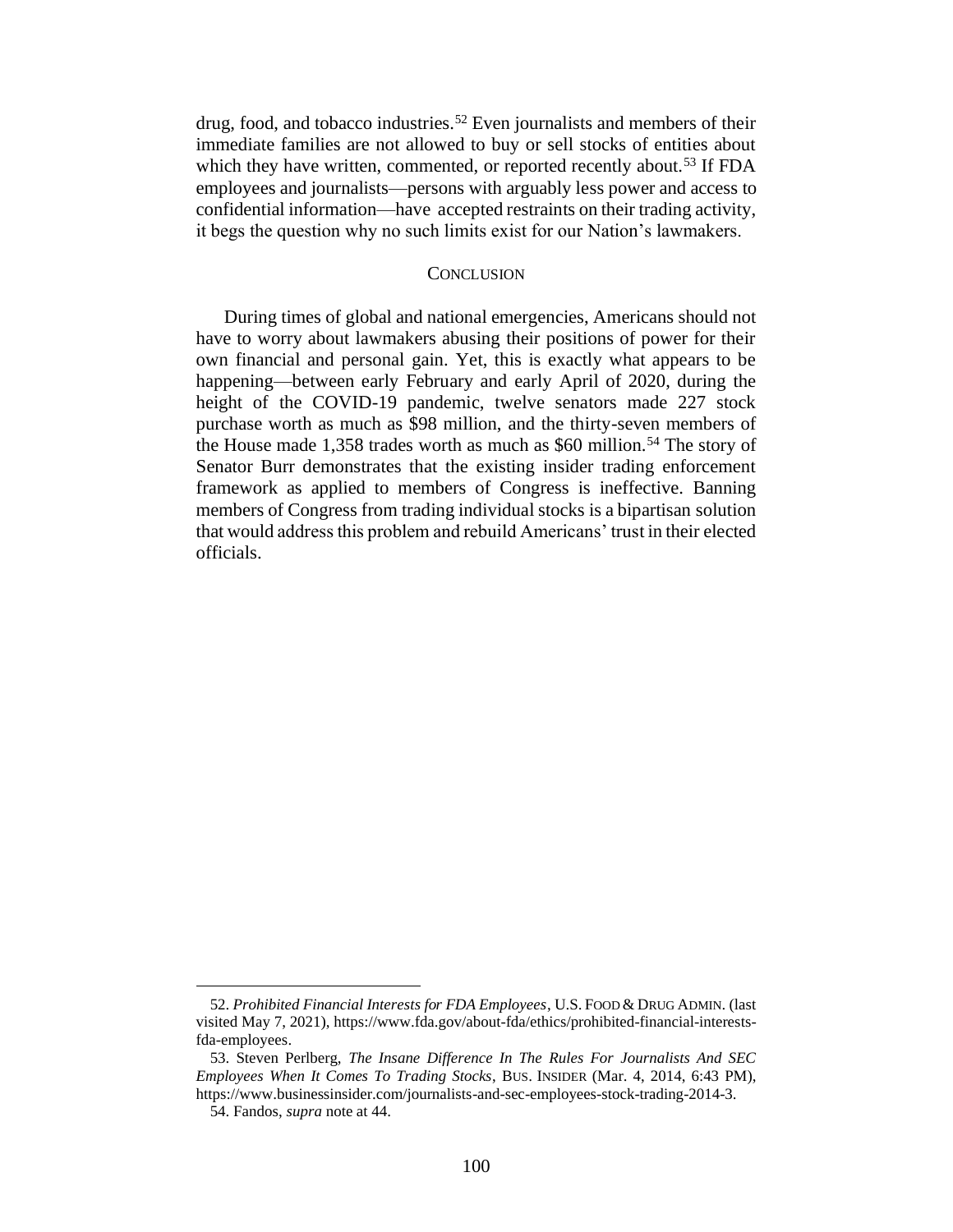drug, food, and tobacco industries.[52] Even journalists and members of their immediate families are not allowed to buy or sell stocks of entities about which they have written, commented, or reported recently about.[53] If FDA employees and journalists—persons with arguably less power and access to confidential information—have accepted restraints on their trading activity, it begs the question why no such limits exist for our Nation's lawmakers.

## CONCLUSION

During times of global and national emergencies, Americans should not have to worry about lawmakers abusing their positions of power for their own financial and personal gain. Yet, this is exactly what appears to be happening—between early February and early April of 2020, during the height of the COVID-19 pandemic, twelve senators made 227 stock purchase worth as much as $98 million, and the thirty-seven members of the House made 1,358 trades worth as much as $60 million.[54] The story of Senator Burr demonstrates that the existing insider trading enforcement framework as applied to members of Congress is ineffective. Banning members of Congress from trading individual stocks is a bipartisan solution that would address this problem and rebuild Americans' trust in their elected officials.

---

52. *Prohibited Financial Interests for FDA Employees*, U.S. FOOD & DRUG ADMIN. (last visited May 7, 2021), https://www.fda.gov/about-fda/ethics/prohibited-financial-interests-fda-employees.

53. Steven Perlberg, *The Insane Difference In The Rules For Journalists And SEC Employees When It Comes To Trading Stocks*, BUS. INSIDER (Mar. 4, 2014, 6:43 PM), https://www.businessinsider.com/journalists-and-sec-employees-stock-trading-2014-3.

54. Fandos, *supra* note at 44.